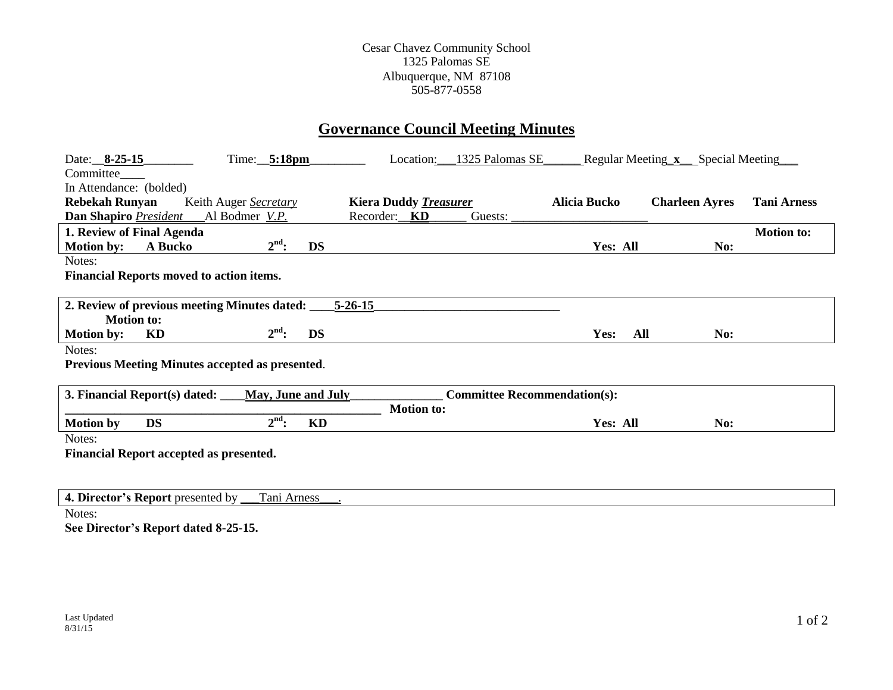Cesar Chavez Community School
1325 Palomas SE
Albuquerque, NM 87108
505-877-0558

# Governance Council Meeting Minutes

Date: **8-25-15** Time: **5:18pm** Location: 1325 Palomas SE Regular Meeting **x** Special Meeting___ Committee___

In Attendance: (bolded)

**Rebekah Runyan** Keith Auger *Secretary* **Kiera Duddy *Treasurer*** **Alicia Bucko** **Charleen Ayres** **Tani Arness**
**Dan Shapiro** *President* Al Bodmer *V.P.* Recorder: **KD** Guests: ______

| **1. Review of Final Agenda** | | | | **Motion to:** |
|---|---|---|---|---|
| **Motion by: A Bucko** | **2nd: DS** | **Yes: All** | **No:** | |

Notes:

**Financial Reports moved to action items.**

| **2. Review of previous meeting Minutes dated: 5-26-15** | | | |
|---|---|---|---|
| **Motion to:** | | | |
| **Motion by: KD** | **2nd: DS** | **Yes: All** | **No:** |

Notes:

**Previous Meeting Minutes accepted as presented**.

| **3. Financial Report(s) dated: May, June and July** | **Committee Recommendation(s):** | | |
|---|---|---|---|
| | **Motion to:** | | |
| **Motion by DS** | **2nd: KD** | **Yes: All** | **No:** |

Notes:

**Financial Report accepted as presented.**

| **4. Director's Report** presented by Tani Arness. |
|---|

Notes:

**See Director's Report dated 8-25-15.**

Last Updated
8/31/15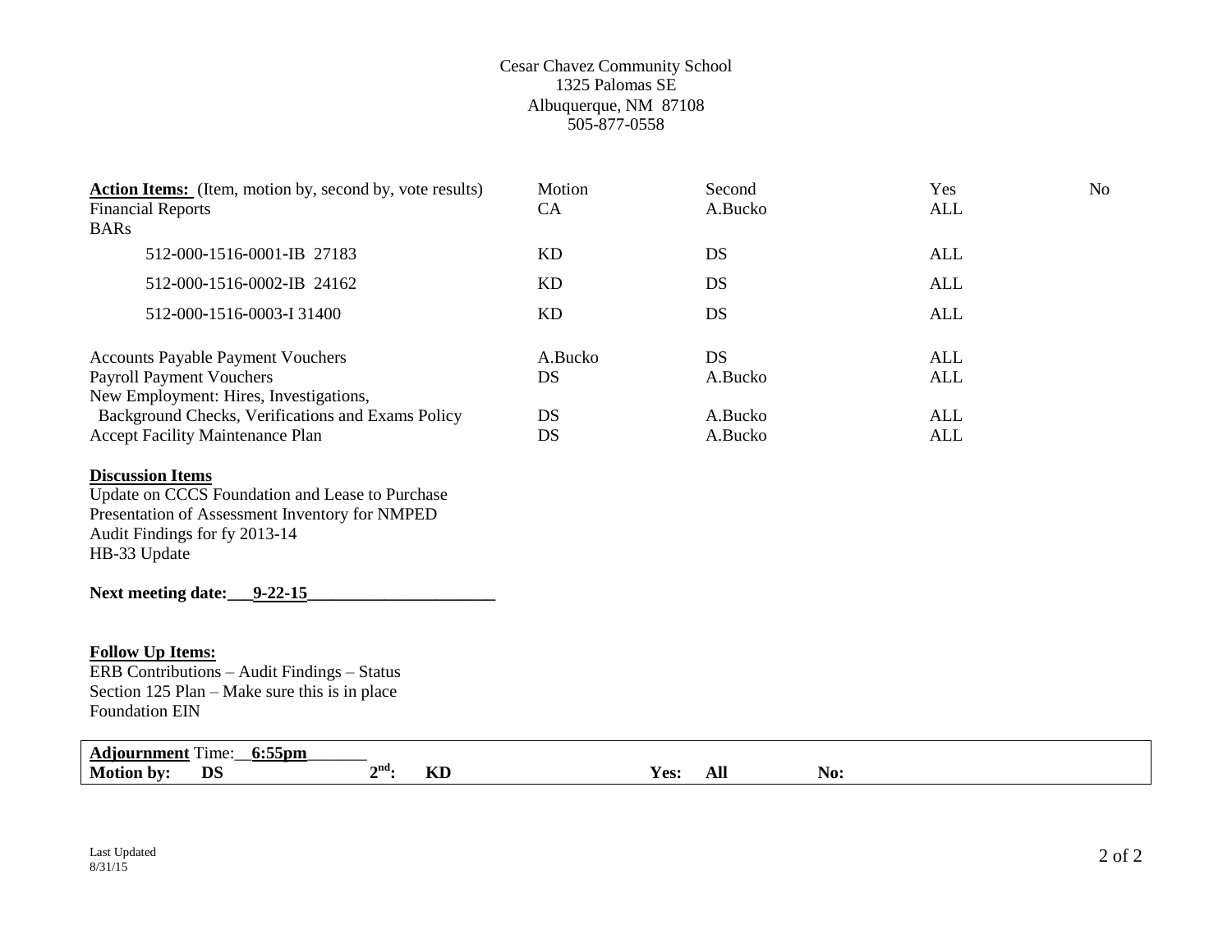Cesar Chavez Community School
1325 Palomas SE
Albuquerque, NM 87108
505-877-0558

| **Action Items:** (Item, motion by, second by, vote results) | Motion | Second | Yes | No |
|---|---|---|---|---|
| Financial Reports | CA | A.Bucko | ALL | |
| BARs | | | | |
| 512-000-1516-0001-IB 27183 | KD | DS | ALL | |
| 512-000-1516-0002-IB 24162 | KD | DS | ALL | |
| 512-000-1516-0003-I 31400 | KD | DS | ALL | |
| Accounts Payable Payment Vouchers | A.Bucko | DS | ALL | |
| Payroll Payment Vouchers | DS | A.Bucko | ALL | |
| New Employment: Hires, Investigations, Background Checks, Verifications and Exams Policy | DS | A.Bucko | ALL | |
| Accept Facility Maintenance Plan | DS | A.Bucko | ALL | |

**Discussion Items**

Update on CCCS Foundation and Lease to Purchase
Presentation of Assessment Inventory for NMPED
Audit Findings for fy 2013-14
HB-33 Update

**Next meeting date:\_\_\_9-22-15\_\_\_\_\_\_\_\_\_\_\_\_\_\_\_\_\_\_\_\_\_\_**

**Follow Up Items:**

ERB Contributions – Audit Findings – Status
Section 125 Plan – Make sure this is in place
Foundation EIN

| **Adjournment** Time: **6:55pm** | | | |
|---|---|---|---|
| **Motion by: DS** | **2nd: KD** | **Yes: All** | **No:** |

Last Updated
8/31/15